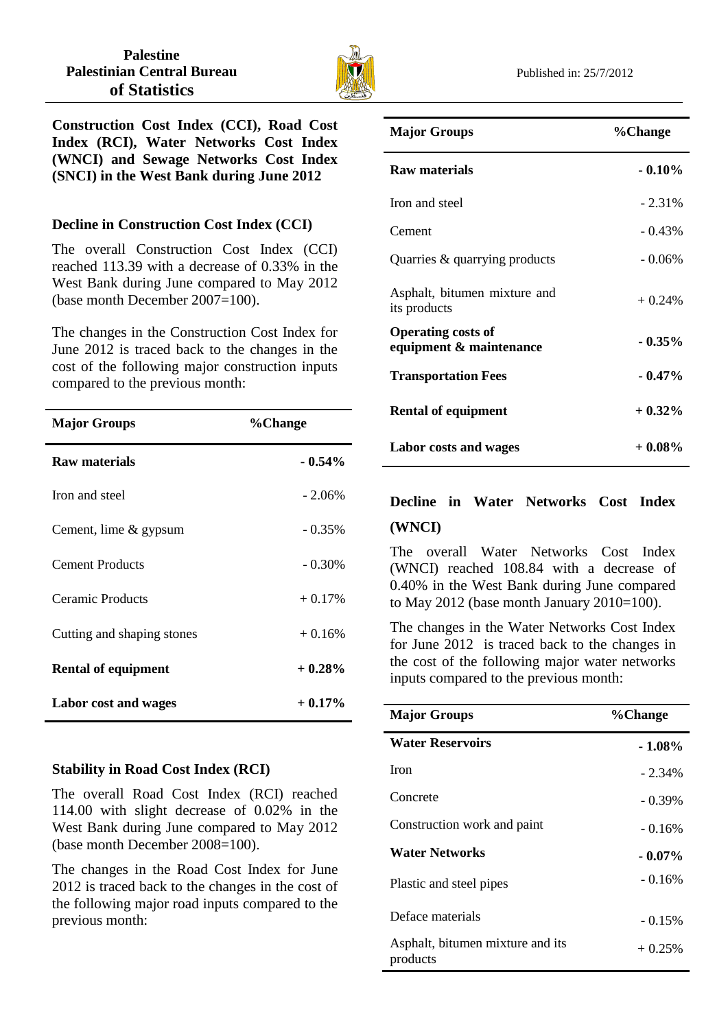Palestine
Palestinian Central Bureau
of Statistics

Published in: 25/7/2012

**Construction Cost Index (CCI), Road Cost Index (RCI), Water Networks Cost Index (WNCI) and Sewage Networks Cost Index (SNCI) in the West Bank during June 2012**

### Decline in Construction Cost Index (CCI)

The overall Construction Cost Index (CCI) reached 113.39 with a decrease of 0.33% in the West Bank during June compared to May 2012 (base month December 2007=100).

The changes in the Construction Cost Index for June 2012 is traced back to the changes in the cost of the following major construction inputs compared to the previous month:

| Major Groups | %Change |
|---|---|
| **Raw materials** | **- 0.54%** |
| Iron and steel | - 2.06% |
| Cement, lime & gypsum | - 0.35% |
| Cement Products | - 0.30% |
| Ceramic Products | + 0.17% |
| Cutting and shaping stones | + 0.16% |
| **Rental of equipment** | **+ 0.28%** |
| **Labor cost and wages** | **+ 0.17%** |

### Stability in Road Cost Index (RCI)

The overall Road Cost Index (RCI) reached 114.00 with slight decrease of 0.02% in the West Bank during June compared to May 2012 (base month December 2008=100).

The changes in the Road Cost Index for June 2012 is traced back to the changes in the cost of the following major road inputs compared to the previous month:

| Major Groups | %Change |
|---|---|
| **Raw materials** | **- 0.10%** |
| Iron and steel | - 2.31% |
| Cement | - 0.43% |
| Quarries & quarrying products | - 0.06% |
| Asphalt, bitumen mixture and its products | + 0.24% |
| **Operating costs of equipment & maintenance** | **- 0.35%** |
| **Transportation Fees** | **- 0.47%** |
| **Rental of equipment** | **+ 0.32%** |
| **Labor costs and wages** | **+ 0.08%** |

### Decline in Water Networks Cost Index (WNCI)

The overall Water Networks Cost Index (WNCI) reached 108.84 with a decrease of 0.40% in the West Bank during June compared to May 2012 (base month January 2010=100).

The changes in the Water Networks Cost Index for June 2012 is traced back to the changes in the cost of the following major water networks inputs compared to the previous month:

| Major Groups | %Change |
|---|---|
| **Water Reservoirs** | **- 1.08%** |
| Iron | - 2.34% |
| Concrete | - 0.39% |
| Construction work and paint | - 0.16% |
| **Water Networks** | **- 0.07%** |
| Plastic and steel pipes | - 0.16% |
| Deface materials | - 0.15% |
| Asphalt, bitumen mixture and its products | + 0.25% |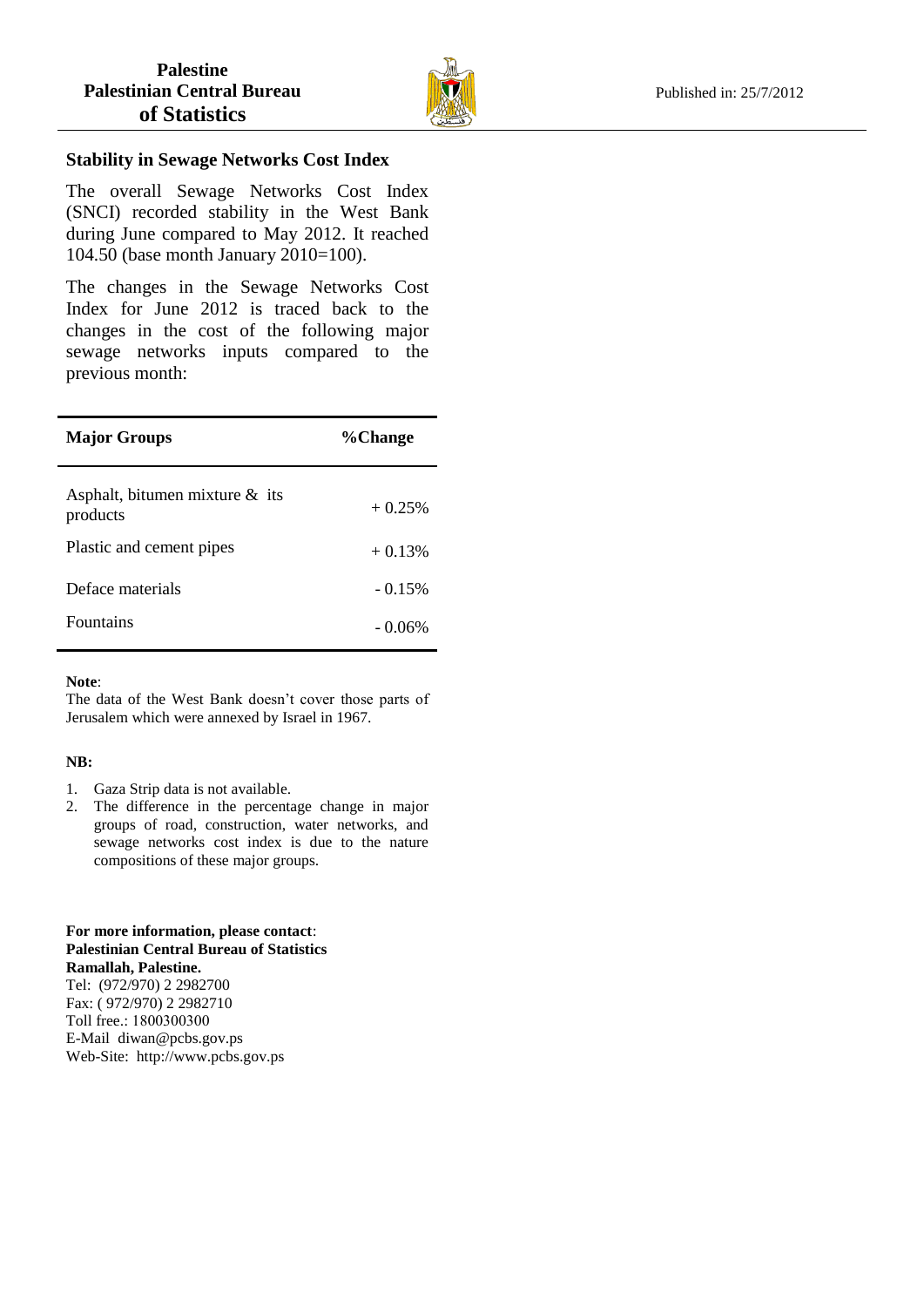**Palestine**
**Palestinian Central Bureau of Statistics**

Published in: 25/7/2012

## Stability in Sewage Networks Cost Index

The overall Sewage Networks Cost Index (SNCI) recorded stability in the West Bank during June compared to May 2012. It reached 104.50 (base month January 2010=100).

The changes in the Sewage Networks Cost Index for June 2012 is traced back to the changes in the cost of the following major sewage networks inputs compared to the previous month:

| Major Groups | %Change |
| --- | --- |
| Asphalt, bitumen mixture & its products | + 0.25% |
| Plastic and cement pipes | + 0.13% |
| Deface materials | - 0.15% |
| Fountains | - 0.06% |

**Note**:
The data of the West Bank doesn't cover those parts of Jerusalem which were annexed by Israel in 1967.

**NB:**

1. Gaza Strip data is not available.
2. The difference in the percentage change in major groups of road, construction, water networks, and sewage networks cost index is due to the nature compositions of these major groups.

**For more information, please contact**:
**Palestinian Central Bureau of Statistics**
**Ramallah, Palestine.**
Tel: (972/970) 2 2982700
Fax: ( 972/970) 2 2982710
Toll free.: 1800300300
E-Mail diwan@pcbs.gov.ps
Web-Site: http://www.pcbs.gov.ps